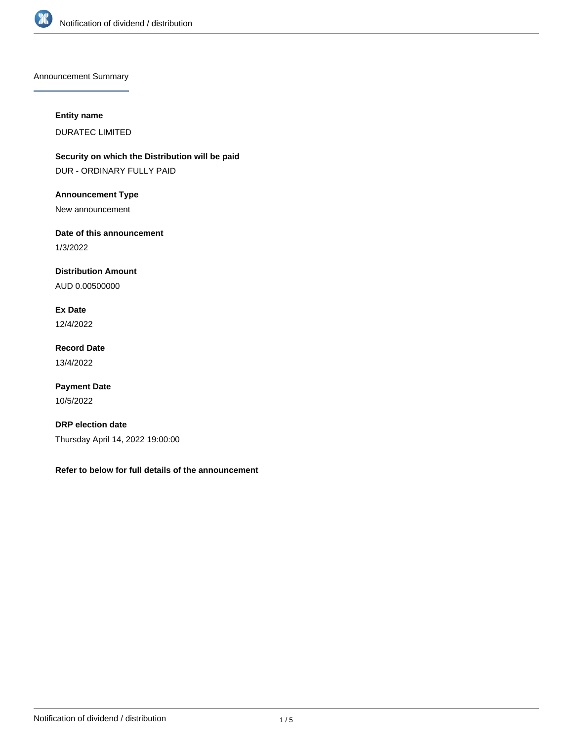## Announcement Summary

**Entity name**

DURATEC LIMITED

**Security on which the Distribution will be paid**

DUR - ORDINARY FULLY PAID

**Announcement Type**

New announcement

**Date of this announcement**

1/3/2022

**Distribution Amount**

AUD 0.00500000

**Ex Date**

12/4/2022

**Record Date**

13/4/2022

**Payment Date**

10/5/2022

**DRP election date**

Thursday April 14, 2022 19:00:00

**Refer to below for full details of the announcement**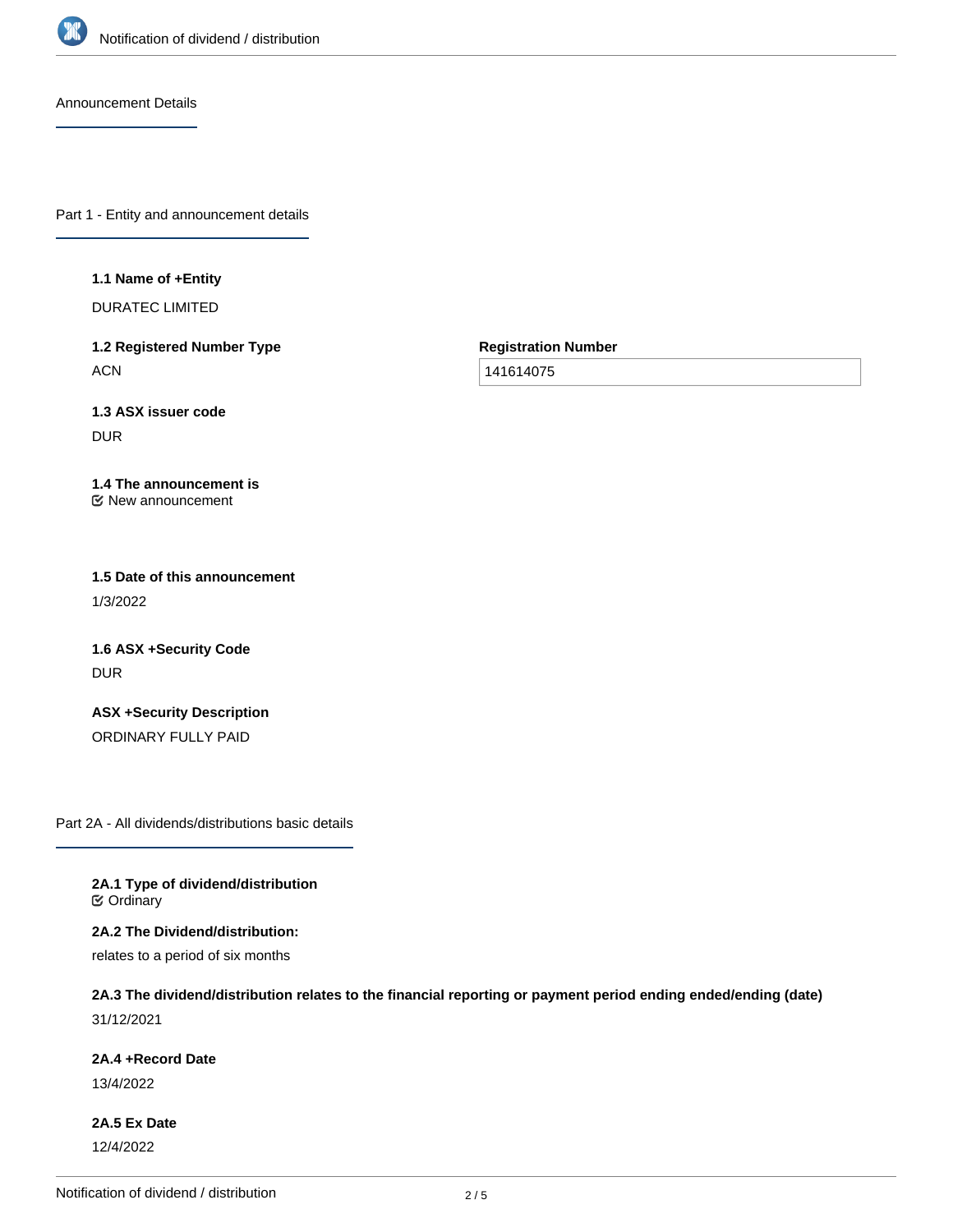Announcement Details

## Part 1 - Entity and announcement details

**1.1 Name of +Entity**

DURATEC LIMITED

**1.2 Registered Number Type**

ACN

**Registration Number**

141614075

**1.3 ASX issuer code**

DUR

**1.4 The announcement is**

New announcement

**1.5 Date of this announcement**

1/3/2022

**1.6 ASX +Security Code**

DUR

**ASX +Security Description**

ORDINARY FULLY PAID

## Part 2A - All dividends/distributions basic details

**2A.1 Type of dividend/distribution**

Ordinary

**2A.2 The Dividend/distribution:**

relates to a period of six months

**2A.3 The dividend/distribution relates to the financial reporting or payment period ending ended/ending (date)**

31/12/2021

**2A.4 +Record Date**

13/4/2022

**2A.5 Ex Date**

12/4/2022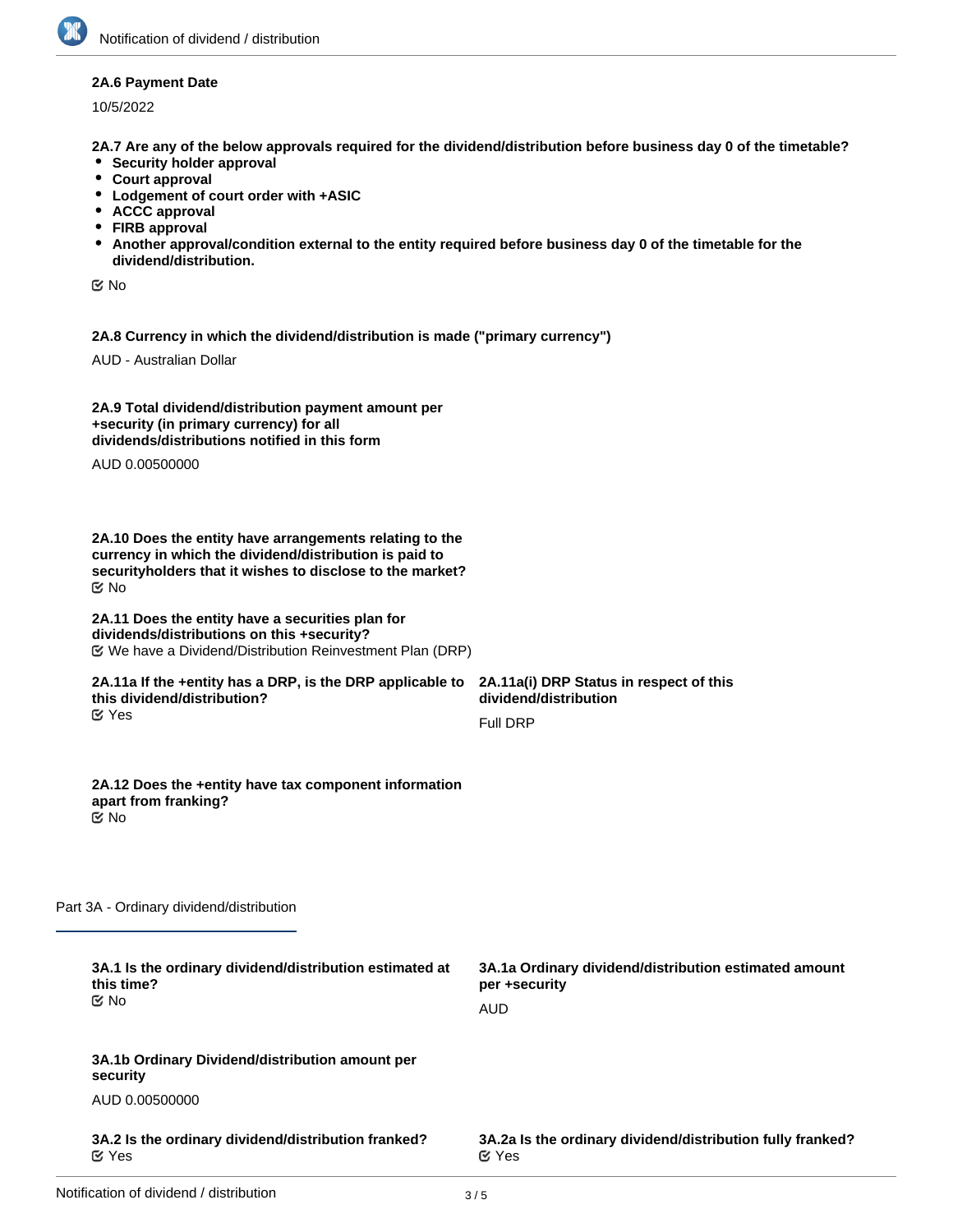**2A.6 Payment Date**

10/5/2022

**2A.7 Are any of the below approvals required for the dividend/distribution before business day 0 of the timetable?**

- **Security holder approval**
- **Court approval**
- **Lodgement of court order with +ASIC**
- **ACCC approval**
- **FIRB approval**
- **Another approval/condition external to the entity required before business day 0 of the timetable for the dividend/distribution.**

☑ No

**2A.8 Currency in which the dividend/distribution is made ("primary currency")**

AUD - Australian Dollar

**2A.9 Total dividend/distribution payment amount per +security (in primary currency) for all dividends/distributions notified in this form**

AUD 0.00500000

**2A.10 Does the entity have arrangements relating to the currency in which the dividend/distribution is paid to securityholders that it wishes to disclose to the market?**

☑ No

**2A.11 Does the entity have a securities plan for dividends/distributions on this +security?**

☑ We have a Dividend/Distribution Reinvestment Plan (DRP)

**2A.11a If the +entity has a DRP, is the DRP applicable to this dividend/distribution?**

☑ Yes

**2A.11a(i) DRP Status in respect of this dividend/distribution**

Full DRP

**2A.12 Does the +entity have tax component information apart from franking?**

☑ No

## Part 3A - Ordinary dividend/distribution

**3A.1 Is the ordinary dividend/distribution estimated at this time?**

☑ No

**3A.1a Ordinary dividend/distribution estimated amount per +security**

AUD

**3A.1b Ordinary Dividend/distribution amount per security**

AUD 0.00500000

**3A.2 Is the ordinary dividend/distribution franked?**

☑ Yes

**3A.2a Is the ordinary dividend/distribution fully franked?**

☑ Yes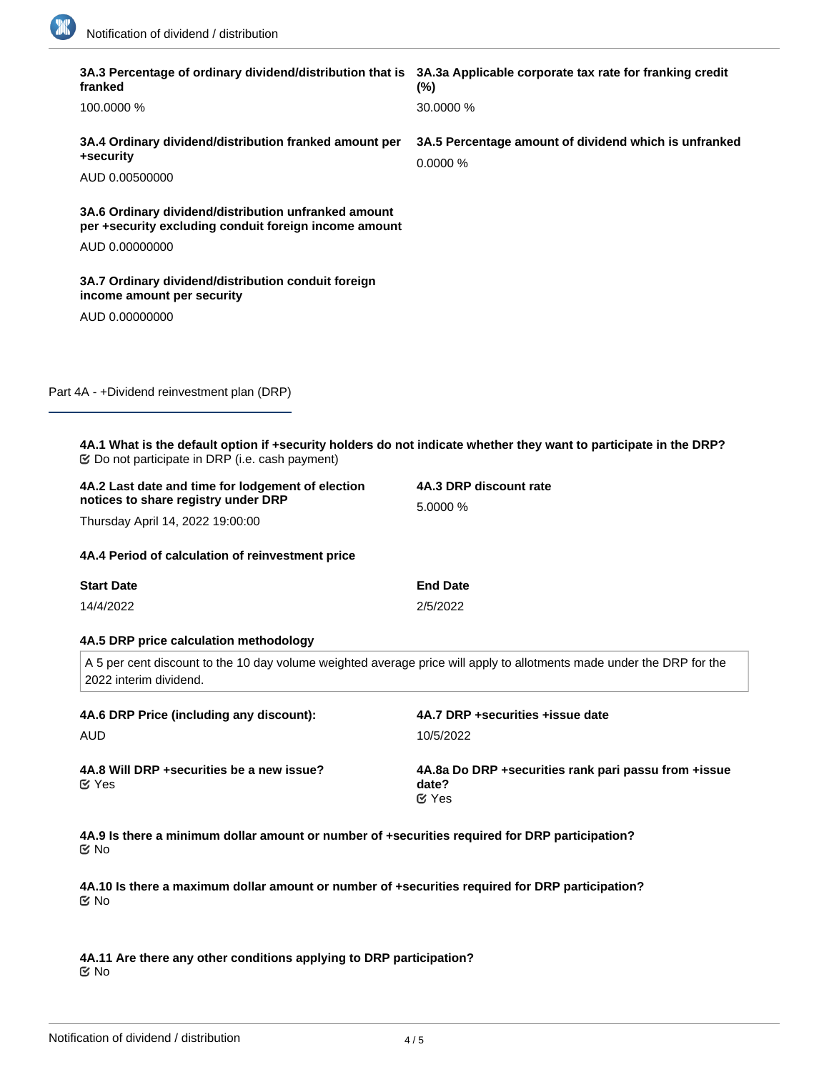**3A.3 Percentage of ordinary dividend/distribution that is franked**

100.0000 %

**3A.3a Applicable corporate tax rate for franking credit (%)**

30.0000 %

**3A.4 Ordinary dividend/distribution franked amount per +security**

AUD 0.00500000

**3A.5 Percentage amount of dividend which is unfranked**

0.0000 %

**3A.6 Ordinary dividend/distribution unfranked amount per +security excluding conduit foreign income amount**

AUD 0.00000000

**3A.7 Ordinary dividend/distribution conduit foreign income amount per security**

AUD 0.00000000

## Part 4A - +Dividend reinvestment plan (DRP)

**4A.1 What is the default option if +security holders do not indicate whether they want to participate in the DRP?**

Do not participate in DRP (i.e. cash payment)

**4A.2 Last date and time for lodgement of election notices to share registry under DRP**

Thursday April 14, 2022 19:00:00

**4A.3 DRP discount rate**

5.0000 %

**4A.4 Period of calculation of reinvestment price**

| Start Date | End Date |
|---|---|
| 14/4/2022 | 2/5/2022 |

**4A.5 DRP price calculation methodology**

A 5 per cent discount to the 10 day volume weighted average price will apply to allotments made under the DRP for the 2022 interim dividend.

**4A.6 DRP Price (including any discount):**

AUD

**4A.7 DRP +securities +issue date**

10/5/2022

**4A.8 Will DRP +securities be a new issue?**

Yes

**4A.8a Do DRP +securities rank pari passu from +issue date?**

Yes

**4A.9 Is there a minimum dollar amount or number of +securities required for DRP participation?**

No

**4A.10 Is there a maximum dollar amount or number of +securities required for DRP participation?**

No

**4A.11 Are there any other conditions applying to DRP participation?**

No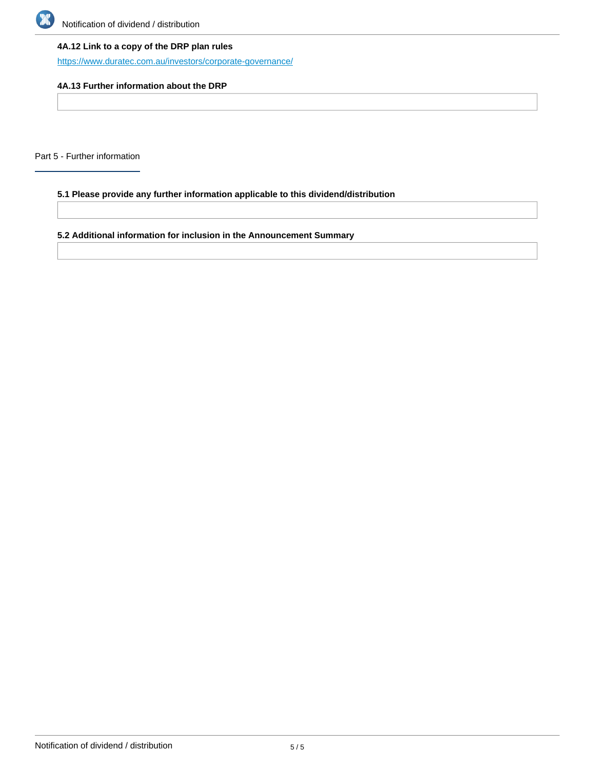**4A.12 Link to a copy of the DRP plan rules**

https://www.duratec.com.au/investors/corporate-governance/

**4A.13 Further information about the DRP**

## Part 5 - Further information

**5.1 Please provide any further information applicable to this dividend/distribution**

**5.2 Additional information for inclusion in the Announcement Summary**